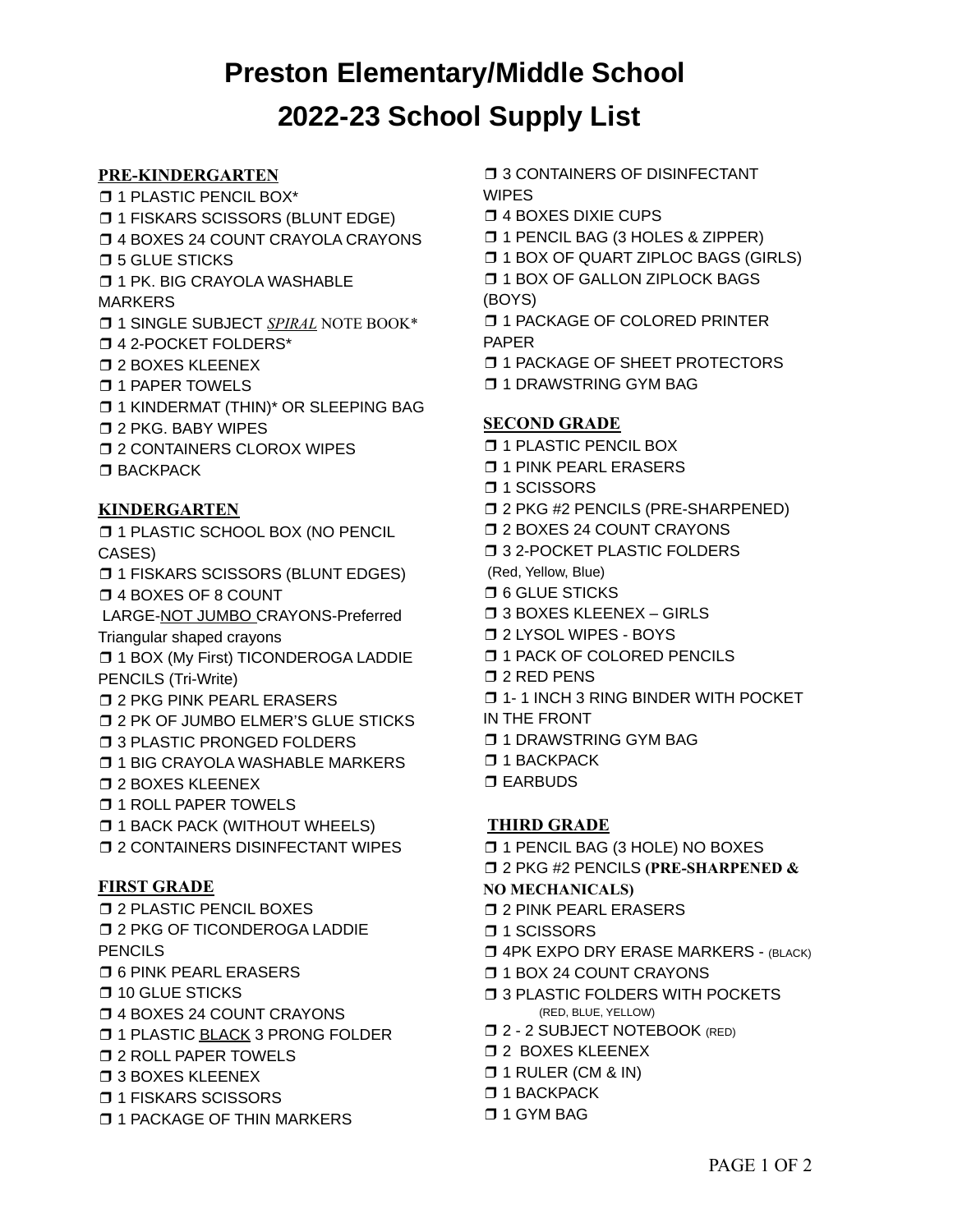# Preston Elementary/Middle School
# 2022-23 School Supply List

## PRE-KINDERGARTEN

- ❒ 1 PLASTIC PENCIL BOX*
- ❒ 1 FISKARS SCISSORS (BLUNT EDGE)
- ❒ 4 BOXES 24 COUNT CRAYOLA CRAYONS
- ❒ 5 GLUE STICKS
- ❒ 1 PK. BIG CRAYOLA WASHABLE MARKERS
- ❒ 1 SINGLE SUBJECT *SPIRAL* NOTE BOOK*
- ❒ 4 2-POCKET FOLDERS*
- ❒ 2 BOXES KLEENEX
- ❒ 1 PAPER TOWELS
- ❒ 1 KINDERMAT (THIN)* OR SLEEPING BAG
- ❒ 2 PKG. BABY WIPES
- ❒ 2 CONTAINERS CLOROX WIPES
- ❒ BACKPACK

## KINDERGARTEN

- ❒ 1 PLASTIC SCHOOL BOX (NO PENCIL CASES)
- ❒ 1 FISKARS SCISSORS (BLUNT EDGES)
- ❒ 4 BOXES OF 8 COUNT LARGE-NOT JUMBO CRAYONS-Preferred Triangular shaped crayons
- ❒ 1 BOX (My First) TICONDEROGA LADDIE PENCILS (Tri-Write)
- ❒ 2 PKG PINK PEARL ERASERS
- ❒ 2 PK OF JUMBO ELMER'S GLUE STICKS
- ❒ 3 PLASTIC PRONGED FOLDERS
- ❒ 1 BIG CRAYOLA WASHABLE MARKERS
- ❒ 2 BOXES KLEENEX
- ❒ 1 ROLL PAPER TOWELS
- ❒ 1 BACK PACK (WITHOUT WHEELS)
- ❒ 2 CONTAINERS DISINFECTANT WIPES

## FIRST GRADE

- ❒ 2 PLASTIC PENCIL BOXES
- ❒ 2 PKG OF TICONDEROGA LADDIE PENCILS
- ❒ 6 PINK PEARL ERASERS
- ❒ 10 GLUE STICKS
- ❒ 4 BOXES 24 COUNT CRAYONS
- ❒ 1 PLASTIC BLACK 3 PRONG FOLDER
- ❒ 2 ROLL PAPER TOWELS
- ❒ 3 BOXES KLEENEX
- ❒ 1 FISKARS SCISSORS
- ❒ 1 PACKAGE OF THIN MARKERS
- ❒ 3 CONTAINERS OF DISINFECTANT WIPES
- ❒ 4 BOXES DIXIE CUPS
- ❒ 1 PENCIL BAG (3 HOLES & ZIPPER)
- ❒ 1 BOX OF QUART ZIPLOC BAGS (GIRLS)
- ❒ 1 BOX OF GALLON ZIPLOCK BAGS (BOYS)
- ❒ 1 PACKAGE OF COLORED PRINTER PAPER
- ❒ 1 PACKAGE OF SHEET PROTECTORS
- ❒ 1 DRAWSTRING GYM BAG

## SECOND GRADE

- ❒ 1 PLASTIC PENCIL BOX
- ❒ 1 PINK PEARL ERASERS
- ❒ 1 SCISSORS
- ❒ 2 PKG #2 PENCILS (PRE-SHARPENED)
- ❒ 2 BOXES 24 COUNT CRAYONS
- ❒ 3 2-POCKET PLASTIC FOLDERS (Red, Yellow, Blue)
- ❒ 6 GLUE STICKS
- ❒ 3 BOXES KLEENEX – GIRLS
- ❒ 2 LYSOL WIPES - BOYS
- ❒ 1 PACK OF COLORED PENCILS
- ❒ 2 RED PENS
- ❒ 1- 1 INCH 3 RING BINDER WITH POCKET IN THE FRONT
- ❒ 1 DRAWSTRING GYM BAG
- ❒ 1 BACKPACK
- ❒ EARBUDS

## THIRD GRADE

- ❒ 1 PENCIL BAG (3 HOLE) NO BOXES
- ❒ 2 PKG #2 PENCILS **(PRE-SHARPENED & NO MECHANICALS)**
- ❒ 2 PINK PEARL ERASERS
- ❒ 1 SCISSORS
- ❒ 4PK EXPO DRY ERASE MARKERS - (BLACK)
- ❒ 1 BOX 24 COUNT CRAYONS
- ❒ 3 PLASTIC FOLDERS WITH POCKETS (RED, BLUE, YELLOW)
- ❒ 2 - 2 SUBJECT NOTEBOOK (RED)
- ❒ 2 BOXES KLEENEX
- ❒ 1 RULER (CM & IN)
- ❒ 1 BACKPACK
- ❒ 1 GYM BAG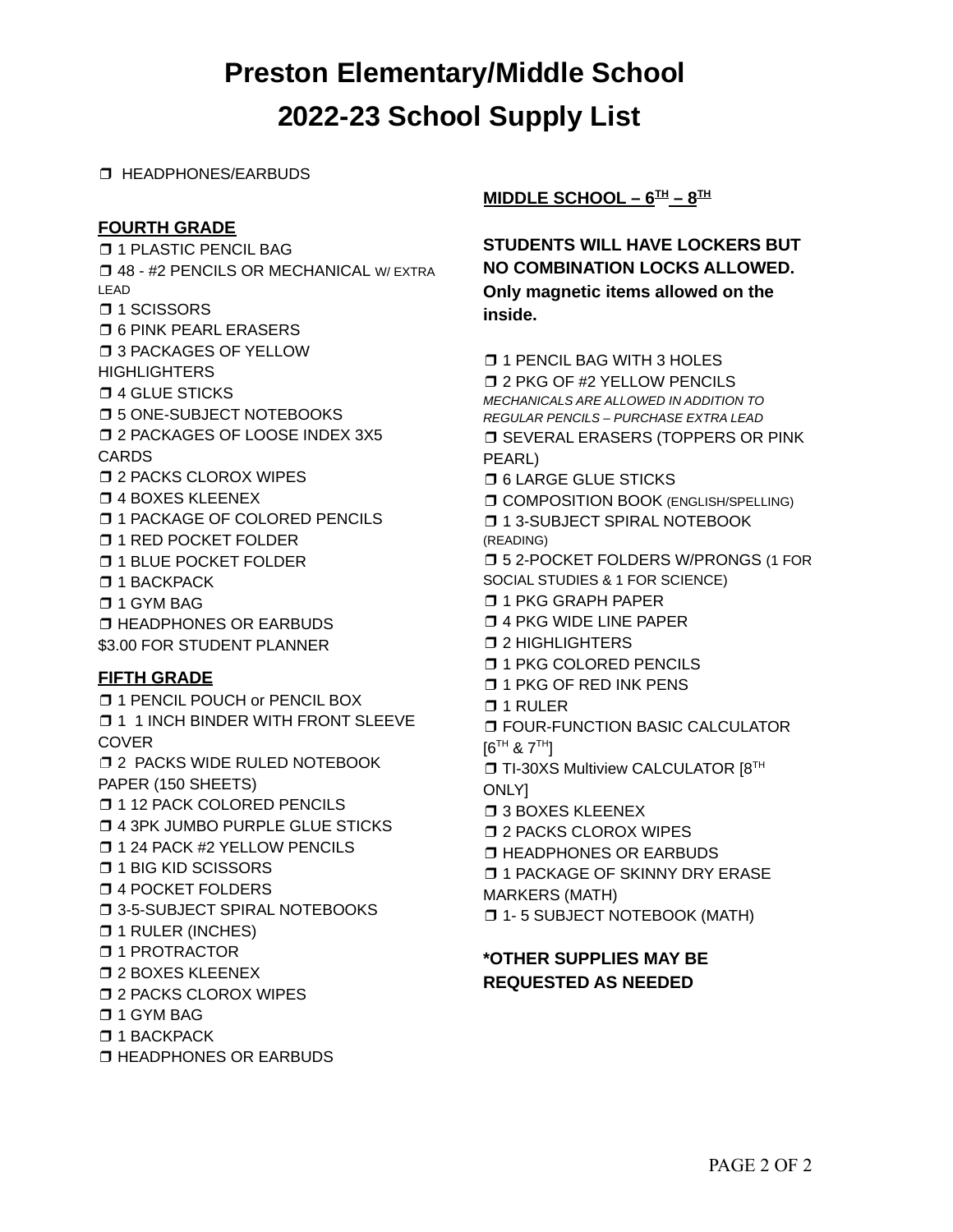# Preston Elementary/Middle School

# 2022-23 School Supply List

❒ HEADPHONES/EARBUDS

**FOURTH GRADE**

❒ 1 PLASTIC PENCIL BAG
❒ 48 - #2 PENCILS OR MECHANICAL W/ EXTRA LEAD
❒ 1 SCISSORS
❒ 6 PINK PEARL ERASERS
❒ 3 PACKAGES OF YELLOW HIGHLIGHTERS
❒ 4 GLUE STICKS
❒ 5 ONE-SUBJECT NOTEBOOKS
❒ 2 PACKAGES OF LOOSE INDEX 3X5 CARDS
❒ 2 PACKS CLOROX WIPES
❒ 4 BOXES KLEENEX
❒ 1 PACKAGE OF COLORED PENCILS
❒ 1 RED POCKET FOLDER
❒ 1 BLUE POCKET FOLDER
❒ 1 BACKPACK
❒ 1 GYM BAG
❒ HEADPHONES OR EARBUDS
$3.00 FOR STUDENT PLANNER

**FIFTH GRADE**

❒ 1 PENCIL POUCH or PENCIL BOX
❒ 1 1 INCH BINDER WITH FRONT SLEEVE COVER
❒ 2 PACKS WIDE RULED NOTEBOOK PAPER (150 SHEETS)
❒ 1 12 PACK COLORED PENCILS
❒ 4 3PK JUMBO PURPLE GLUE STICKS
❒ 1 24 PACK #2 YELLOW PENCILS
❒ 1 BIG KID SCISSORS
❒ 4 POCKET FOLDERS
❒ 3-5-SUBJECT SPIRAL NOTEBOOKS
❒ 1 RULER (INCHES)
❒ 1 PROTRACTOR
❒ 2 BOXES KLEENEX
❒ 2 PACKS CLOROX WIPES
❒ 1 GYM BAG
❒ 1 BACKPACK
❒ HEADPHONES OR EARBUDS

**MIDDLE SCHOOL – 6TH – 8TH**

**STUDENTS WILL HAVE LOCKERS BUT NO COMBINATION LOCKS ALLOWED. Only magnetic items allowed on the inside.**

❒ 1 PENCIL BAG WITH 3 HOLES
❒ 2 PKG OF #2 YELLOW PENCILS
*MECHANICALS ARE ALLOWED IN ADDITION TO REGULAR PENCILS – PURCHASE EXTRA LEAD*
❒ SEVERAL ERASERS (TOPPERS OR PINK PEARL)
❒ 6 LARGE GLUE STICKS
❒ COMPOSITION BOOK (ENGLISH/SPELLING)
❒ 1 3-SUBJECT SPIRAL NOTEBOOK (READING)
❒ 5 2-POCKET FOLDERS W/PRONGS (1 FOR SOCIAL STUDIES & 1 FOR SCIENCE)
❒ 1 PKG GRAPH PAPER
❒ 4 PKG WIDE LINE PAPER
❒ 2 HIGHLIGHTERS
❒ 1 PKG COLORED PENCILS
❒ 1 PKG OF RED INK PENS
❒ 1 RULER
❒ FOUR-FUNCTION BASIC CALCULATOR [6TH & 7TH]
❒ TI-30XS Multiview CALCULATOR [8TH ONLY]
❒ 3 BOXES KLEENEX
❒ 2 PACKS CLOROX WIPES
❒ HEADPHONES OR EARBUDS
❒ 1 PACKAGE OF SKINNY DRY ERASE MARKERS (MATH)
❒ 1- 5 SUBJECT NOTEBOOK (MATH)

**\*OTHER SUPPLIES MAY BE REQUESTED AS NEEDED**